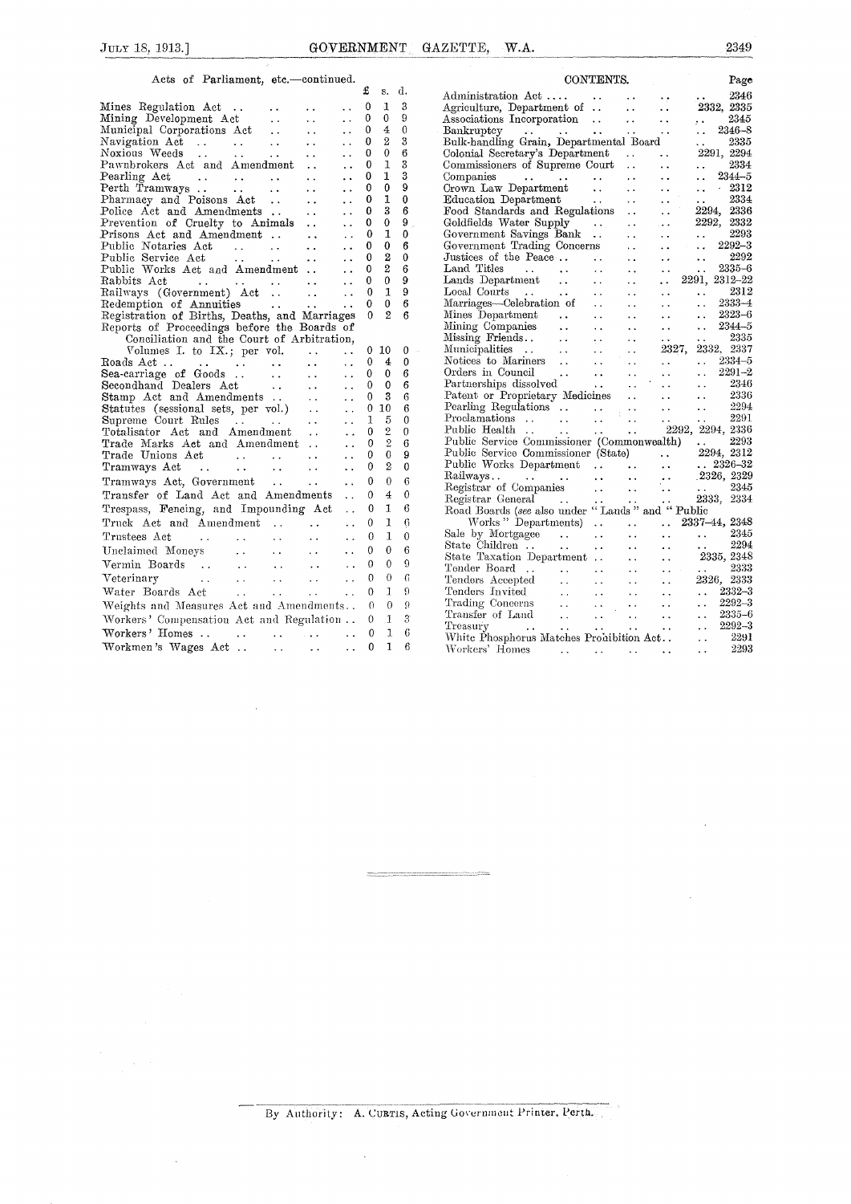Acts of Parliament, etc.—continued.

| | £ | s. | d. |
|---|---|---|---|
| Mines Regulation Act | 0 | 1 | 3 |
| Mining Development Act | 0 | 0 | 9 |
| Municipal Corporations Act | 0 | 4 | 0 |
| Navigation Act | 0 | 2 | 3 |
| Noxious Weeds | 0 | 0 | 6 |
| Pawnbrokers Act and Amendment | 0 | 1 | 3 |
| Pearling Act | 0 | 1 | 3 |
| Perth Tramways | 0 | 0 | 9 |
| Pharmacy and Poisons Act | 0 | 1 | 0 |
| Police Act and Amendments | 0 | 3 | 6 |
| Prevention of Cruelty to Animals | 0 | 0 | 9 |
| Prisons Act and Amendment | 0 | 1 | 0 |
| Public Notaries Act | 0 | 0 | 6 |
| Public Service Act | 0 | 2 | 0 |
| Public Works Act and Amendment | 0 | 2 | 6 |
| Rabbits Act | 0 | 0 | 9 |
| Railways (Government) Act | 0 | 1 | 9 |
| Redemption of Annuities | 0 | 0 | 6 |
| Registration of Births, Deaths, and Marriages | 0 | 2 | 6 |
| Reports of Proceedings before the Boards of Conciliation and the Court of Arbitration, Volumes I. to IX.; per vol. | 0 | 10 | 0 |
| Roads Act | 0 | 4 | 0 |
| Sea-carriage of Goods | 0 | 0 | 6 |
| Secondhand Dealers Act | 0 | 0 | 6 |
| Stamp Act and Amendments | 0 | 3 | 6 |
| Statutes (sessional sets, per vol.) | 0 | 10 | 6 |
| Supreme Court Rules | 1 | 5 | 0 |
| Totalisator Act and Amendment | 0 | 2 | 0 |
| Trade Marks Act and Amendment | 0 | 2 | 6 |
| Trade Unions Act | 0 | 0 | 9 |
| Tramways Act | 0 | 2 | 0 |
| Tramways Act, Government | 0 | 0 | 6 |
| Transfer of Land Act and Amendments | 0 | 4 | 0 |
| Trespass, Fencing, and Impounding Act | 0 | 1 | 6 |
| Truck Act and Amendment | 0 | 1 | 6 |
| Trustees Act | 0 | 1 | 0 |
| Unclaimed Moneys | 0 | 0 | 6 |
| Vermin Boards | 0 | 0 | 9 |
| Veterinary | 0 | 0 | 6 |
| Water Boards Act | 0 | 1 | 9 |
| Weights and Measures Act and Amendments | 0 | 0 | 9 |
| Workers' Compensation Act and Regulation | 0 | 1 | 3 |
| Workers' Homes | 0 | 1 | 6 |
| Workmen's Wages Act | 0 | 1 | 6 |

## CONTENTS.

| | Page |
|---|---|
| Administration Act | 2346 |
| Agriculture, Department of | 2332, 2335 |
| Associations Incorporation | 2345 |
| Bankruptcy | 2346–8 |
| Bulk-handling Grain, Departmental Board | 2335 |
| Colonial Secretary's Department | 2291, 2294 |
| Commissioners of Supreme Court | 2334 |
| Companies | 2344–5 |
| Crown Law Department | 2312 |
| Education Department | 2334 |
| Food Standards and Regulations | 2294, 2336 |
| Goldfields Water Supply | 2292, 2332 |
| Government Savings Bank | 2293 |
| Government Trading Concerns | 2292–3 |
| Justices of the Peace | 2292 |
| Land Titles | 2335–6 |
| Lands Department | 2291, 2312–22 |
| Local Courts | 2312 |
| Marriages—Celebration of | 2333–4 |
| Mines Department | 2323–6 |
| Mining Companies | 2344–5 |
| Missing Friends | 2335 |
| Municipalities | 2327, 2332, 2337 |
| Notices to Mariners | 2334–5 |
| Orders in Council | 2291–2 |
| Partnerships dissolved | 2346 |
| Patent or Proprietary Medicines | 2336 |
| Pearling Regulations | 2294 |
| Proclamations | 2291 |
| Public Health | 2292, 2294, 2336 |
| Public Service Commissioner (Commonwealth) | 2293 |
| Public Service Commissioner (State) | 2294, 2312 |
| Public Works Department | 2326–32 |
| Railways | 2326, 2329 |
| Registrar of Companies | 2345 |
| Registrar General | 2333, 2334 |
| Road Boards (*see* also under "Lands" and "Public Works" Departments) | 2337–44, 2348 |
| Sale by Mortgagee | 2345 |
| State Children | 2294 |
| State Taxation Department | 2335, 2348 |
| Tender Board | 2333 |
| Tenders Accepted | 2326, 2333 |
| Tenders Invited | 2332–3 |
| Trading Concerns | 2292–3 |
| Transfer of Land | 2335–6 |
| Treasury | 2292–3 |
| White Phosphorus Matches Prohibition Act | 2291 |
| Workers' Homes | 2293 |

By Authority: A. CURTIS, Acting Government Printer, Perth.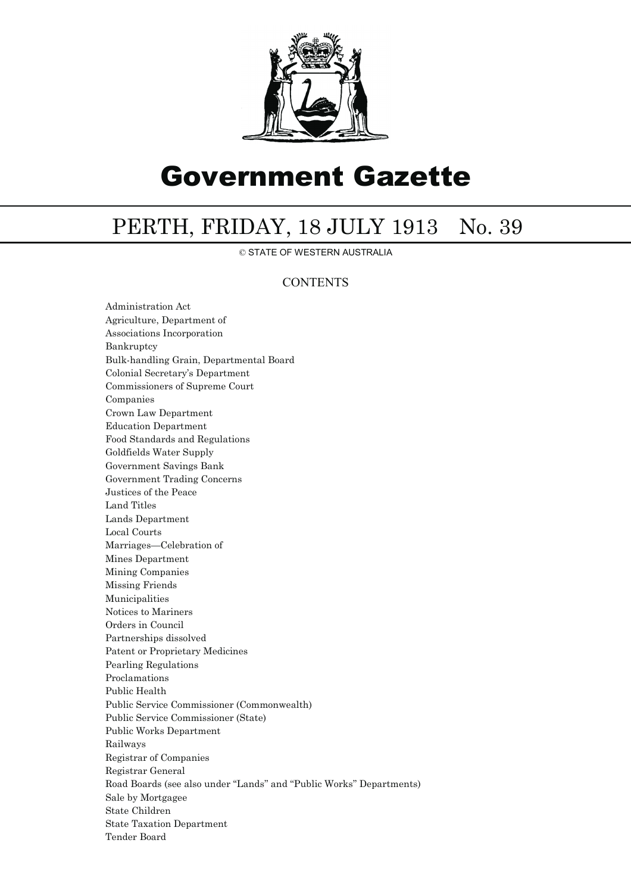# Government Gazette

## PERTH, FRIDAY, 18 JULY 1913 No. 39

© STATE OF WESTERN AUSTRALIA

### CONTENTS

Administration Act
Agriculture, Department of
Associations Incorporation
Bankruptcy
Bulk-handling Grain, Departmental Board
Colonial Secretary's Department
Commissioners of Supreme Court
Companies
Crown Law Department
Education Department
Food Standards and Regulations
Goldfields Water Supply
Government Savings Bank
Government Trading Concerns
Justices of the Peace
Land Titles
Lands Department
Local Courts
Marriages—Celebration of
Mines Department
Mining Companies
Missing Friends
Municipalities
Notices to Mariners
Orders in Council
Partnerships dissolved
Patent or Proprietary Medicines
Pearling Regulations
Proclamations
Public Health
Public Service Commissioner (Commonwealth)
Public Service Commissioner (State)
Public Works Department
Railways
Registrar of Companies
Registrar General
Road Boards (see also under "Lands" and "Public Works" Departments)
Sale by Mortgagee
State Children
State Taxation Department
Tender Board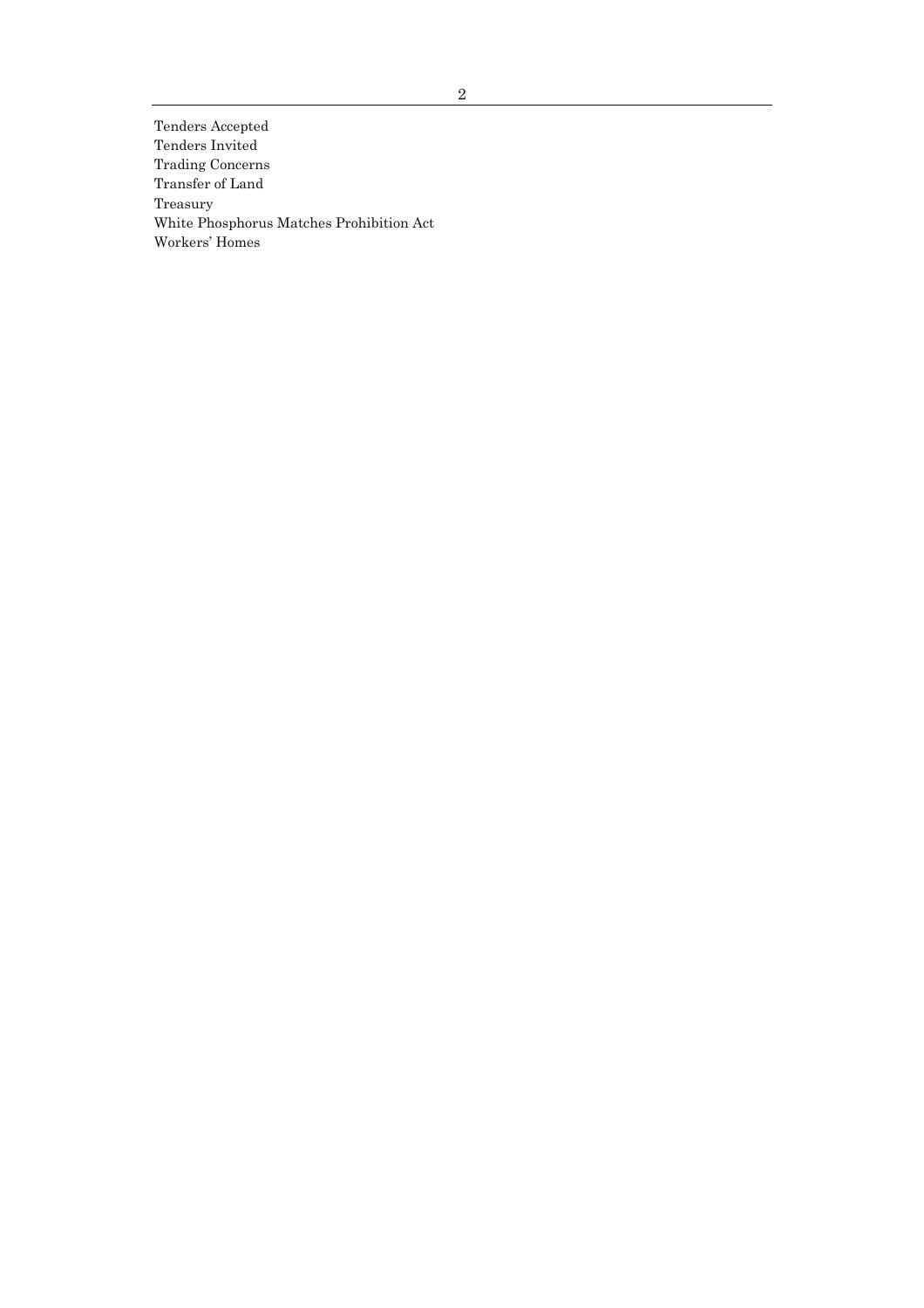Tenders Accepted
Tenders Invited
Trading Concerns
Transfer of Land
Treasury
White Phosphorus Matches Prohibition Act
Workers' Homes